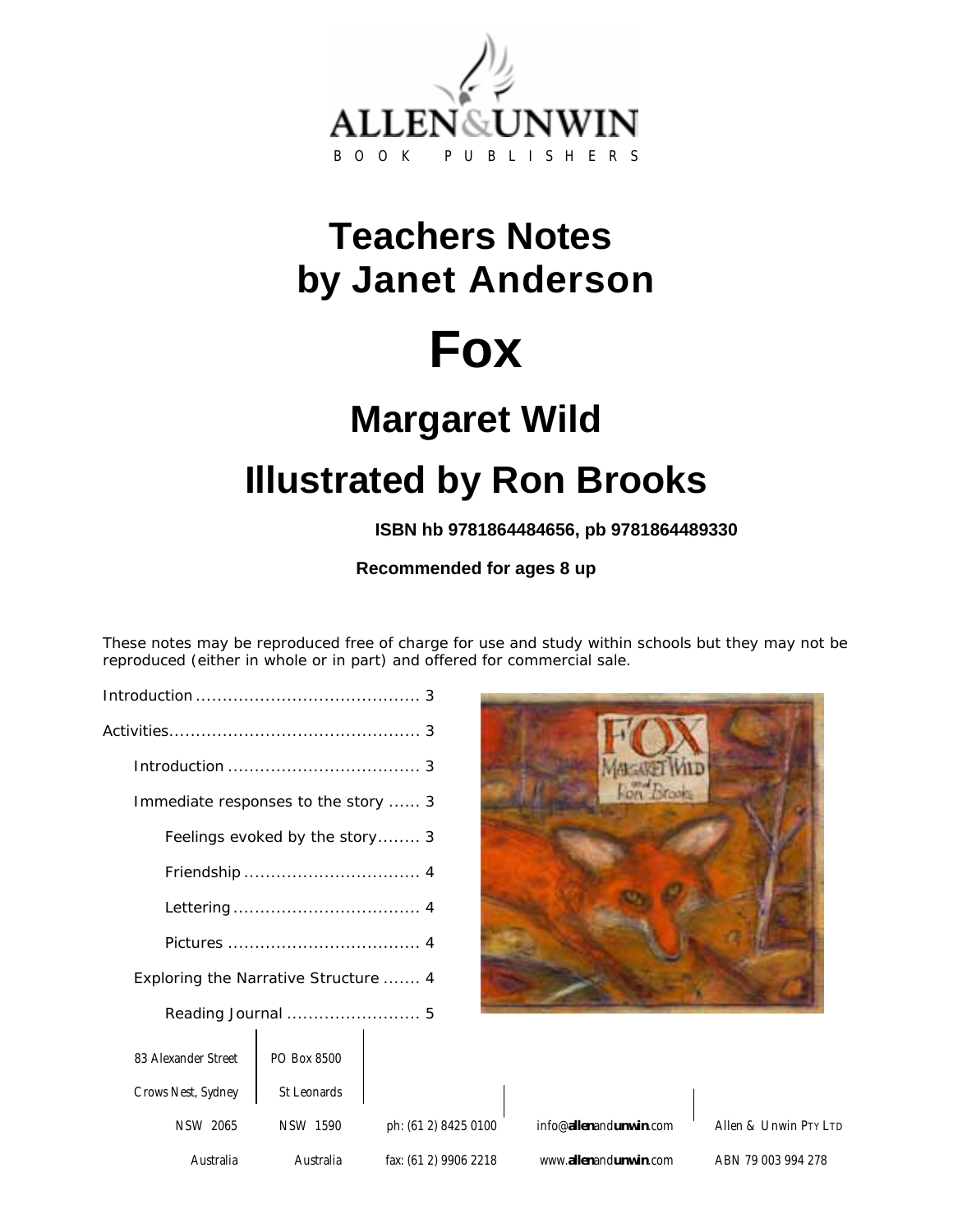ALLEN&UNWIN

BOOK PUBLISHERS

# Teachers Notes by Janet Anderson

# Fox

## Margaret Wild

## Illustrated by Ron Brooks

**ISBN hb 9781864484656, pb 9781864489330**

**Recommended for ages 8 up**

*These notes may be reproduced free of charge for use and study within schools but they may not be reproduced (either in whole or in part) and offered for commercial sale.*

- Introduction .......................................... 3
- Activities............................................... 3
  - Introduction .................................... 3
  - Immediate responses to the story ...... 3
    - Feelings evoked by the story......... 3
    - Friendship ................................. 4
    - Lettering ................................... 4
    - Pictures .................................... 4
  - Exploring the Narrative Structure ....... 4
    - Reading Journal ......................... 5

83 Alexander Street | PO Box 8500
Crows Nest, Sydney | St Leonards
NSW 2065 | NSW 1590
Australia | Australia

ph: (61 2) 8425 0100
fax: (61 2) 9906 2218

info@allenandunwin.com
www.allenandunwin.com

Allen & Unwin PTY LTD
ABN 79 003 994 278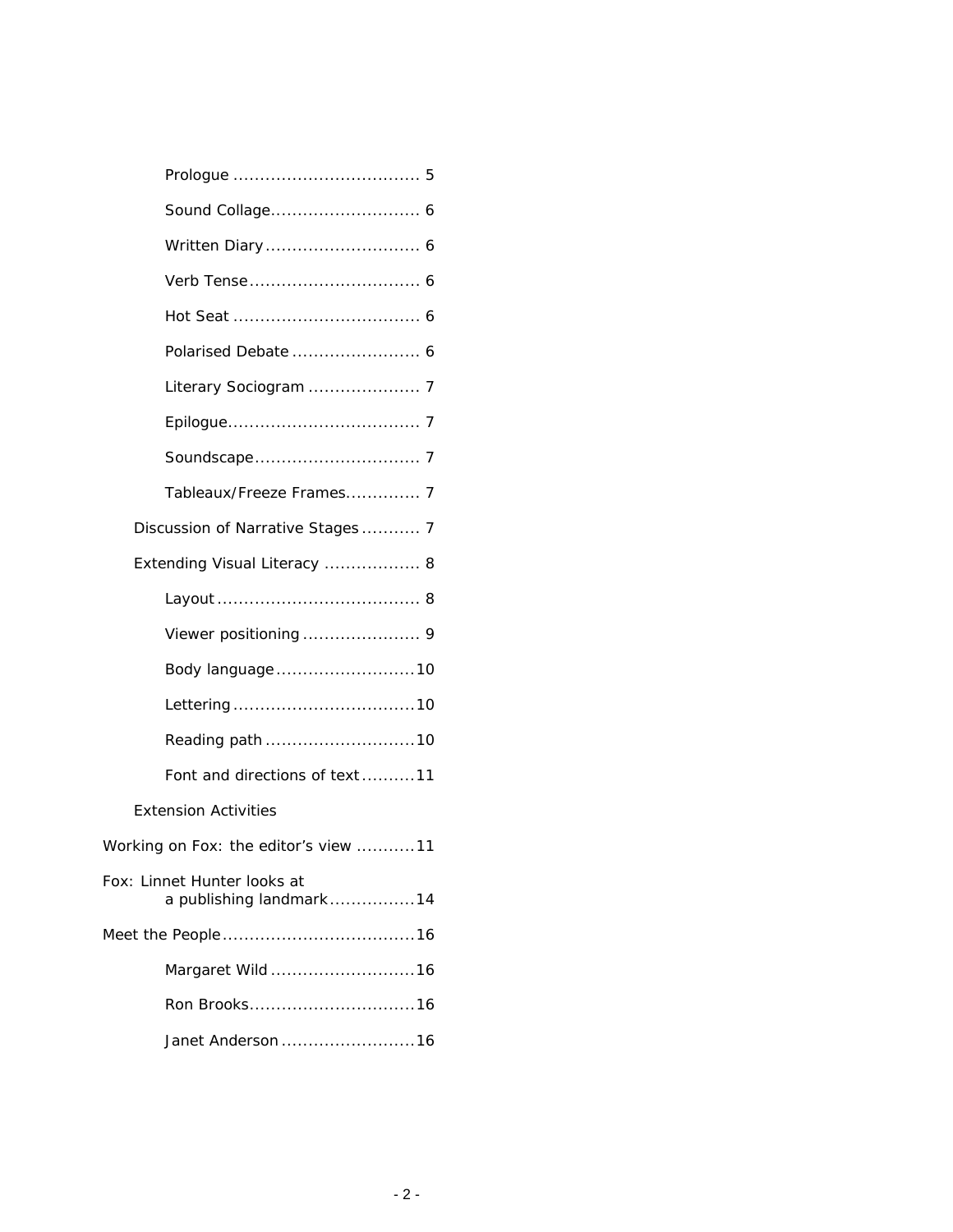- Prologue .................................. 5
- Sound Collage........................... 6
- Written Diary ............................ 6
- Verb Tense............................... 6
- Hot Seat .................................. 6
- Polarised Debate ....................... 6
- Literary Sociogram .................... 7
- Epilogue................................... 7
- Soundscape.............................. 7
- Tableaux/Freeze Frames............. 7

Discussion of Narrative Stages ........... 7

Extending Visual Literacy .................. 8

- Layout..................................... 8
- Viewer positioning ...................... 9
- Body language..........................10
- Lettering ..................................10
- Reading path ............................10
- Font and directions of text ..........11

Extension Activities

Working on Fox: the editor's view ...........11

Fox: Linnet Hunter looks at a publishing landmark................14

Meet the People....................................16

- Margaret Wild ...........................16
- Ron Brooks...............................16
- Janet Anderson .........................16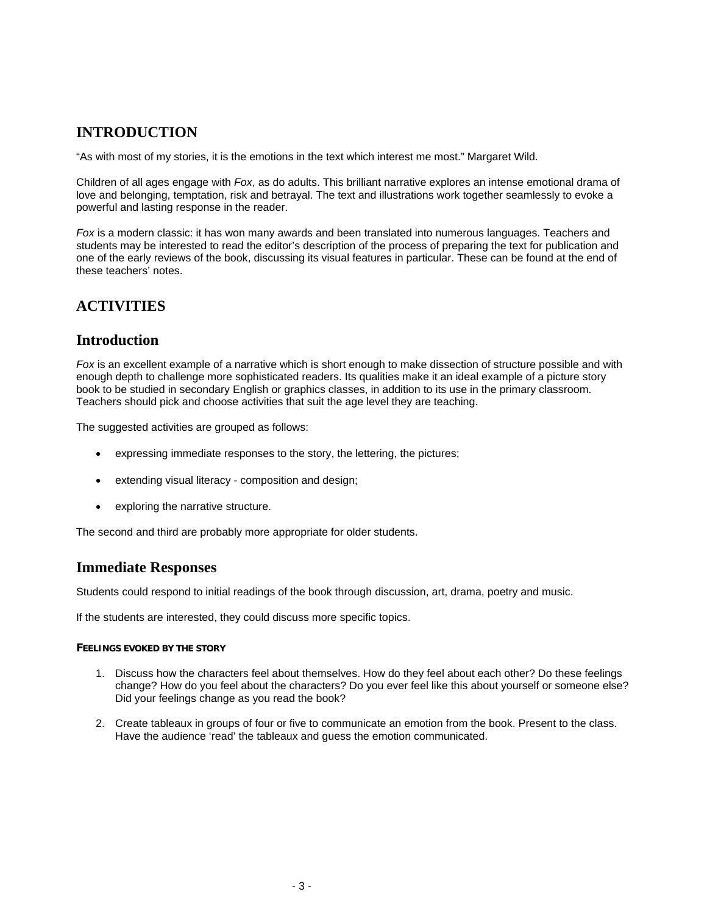## INTRODUCTION

"As with most of my stories, it is the emotions in the text which interest me most." Margaret Wild.

Children of all ages engage with *Fox*, as do adults. This brilliant narrative explores an intense emotional drama of love and belonging, temptation, risk and betrayal. The text and illustrations work together seamlessly to evoke a powerful and lasting response in the reader.

*Fox* is a modern classic: it has won many awards and been translated into numerous languages. Teachers and students may be interested to read the editor's description of the process of preparing the text for publication and one of the early reviews of the book, discussing its visual features in particular. These can be found at the end of these teachers' notes.

## ACTIVITIES

## Introduction

*Fox* is an excellent example of a narrative which is short enough to make dissection of structure possible and with enough depth to challenge more sophisticated readers. Its qualities make it an ideal example of a picture story book to be studied in secondary English or graphics classes, in addition to its use in the primary classroom. Teachers should pick and choose activities that suit the age level they are teaching.

The suggested activities are grouped as follows:

- expressing immediate responses to the story, the lettering, the pictures;
- extending visual literacy - composition and design;
- exploring the narrative structure.

The second and third are probably more appropriate for older students.

## Immediate Responses

Students could respond to initial readings of the book through discussion, art, drama, poetry and music.

If the students are interested, they could discuss more specific topics.

#### FEELINGS EVOKED BY THE STORY

1. Discuss how the characters feel about themselves. How do they feel about each other? Do these feelings change? How do you feel about the characters? Do you ever feel like this about yourself or someone else? Did your feelings change as you read the book?
2. Create tableaux in groups of four or five to communicate an emotion from the book. Present to the class. Have the audience 'read' the tableaux and guess the emotion communicated.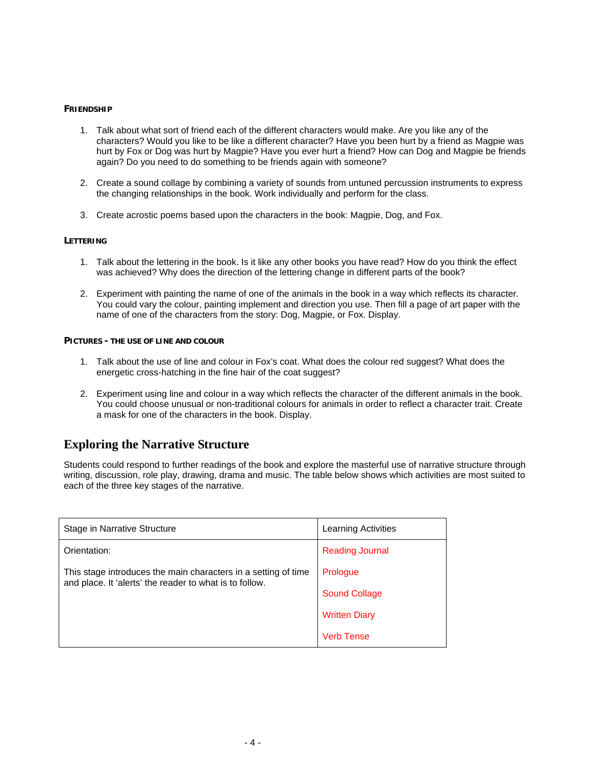#### FRIENDSHIP

1. Talk about what sort of friend each of the different characters would make. Are you like any of the characters? Would you like to be like a different character? Have you been hurt by a friend as Magpie was hurt by Fox or Dog was hurt by Magpie? Have you ever hurt a friend? How can Dog and Magpie be friends again? Do you need to do something to be friends again with someone?

2. Create a sound collage by combining a variety of sounds from untuned percussion instruments to express the changing relationships in the book. Work individually and perform for the class.

3. Create acrostic poems based upon the characters in the book: Magpie, Dog, and Fox.

#### LETTERING

1. Talk about the lettering in the book. Is it like any other books you have read? How do you think the effect was achieved? Why does the direction of the lettering change in different parts of the book?

2. Experiment with painting the name of one of the animals in the book in a way which reflects its character. You could vary the colour, painting implement and direction you use. Then fill a page of art paper with the name of one of the characters from the story: Dog, Magpie, or Fox. Display.

#### PICTURES - THE USE OF LINE AND COLOUR

1. Talk about the use of line and colour in Fox's coat. What does the colour red suggest? What does the energetic cross-hatching in the fine hair of the coat suggest?

2. Experiment using line and colour in a way which reflects the character of the different animals in the book. You could choose unusual or non-traditional colours for animals in order to reflect a character trait. Create a mask for one of the characters in the book. Display.

## Exploring the Narrative Structure

Students could respond to further readings of the book and explore the masterful use of narrative structure through writing, discussion, role play, drawing, drama and music. The table below shows which activities are most suited to each of the three key stages of the narrative.

| Stage in Narrative Structure | Learning Activities |
|---|---|
| Orientation:<br><br>This stage introduces the main characters in a setting of time and place. It 'alerts' the reader to what is to follow. | Reading Journal<br><br>Prologue<br><br>Sound Collage<br><br>Written Diary<br><br>Verb Tense |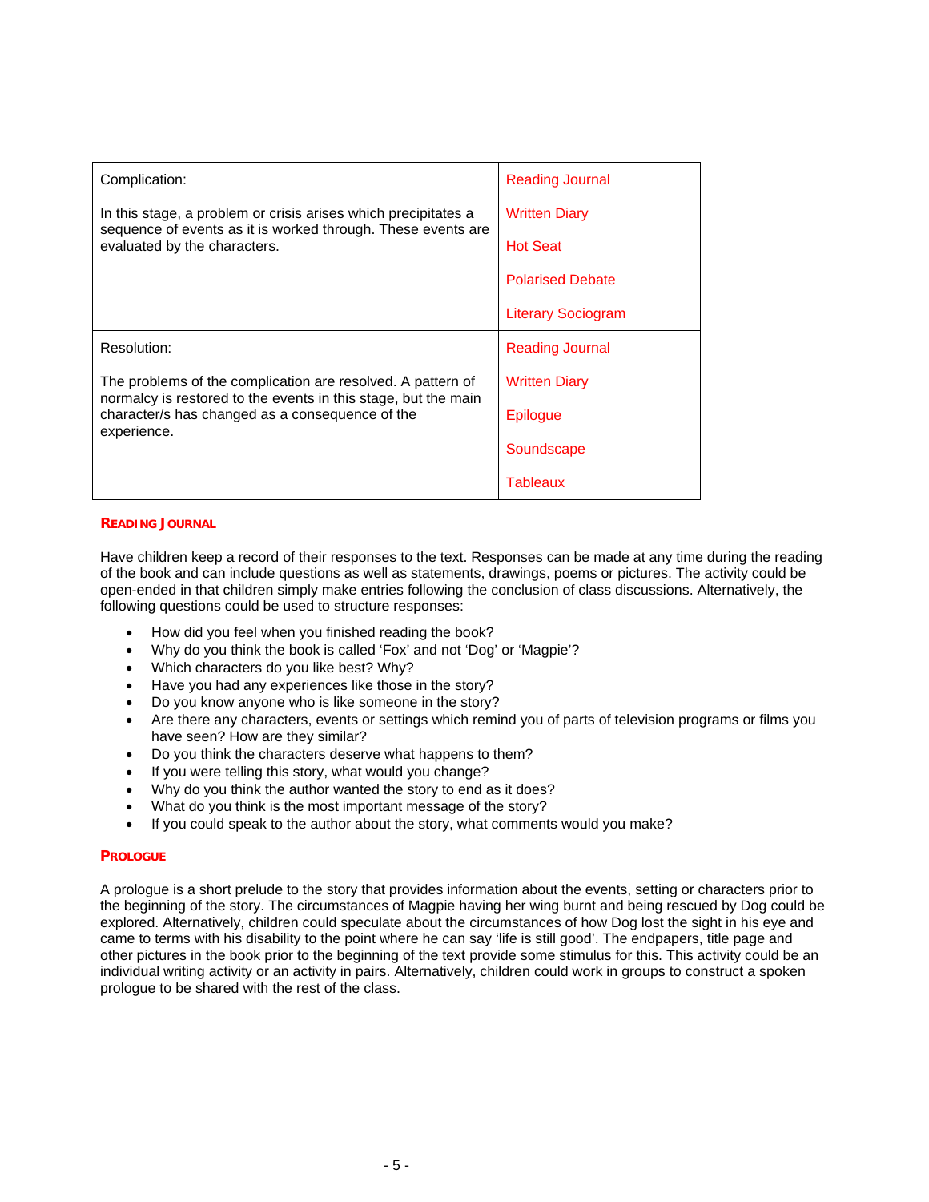| Complication:<br><br>In this stage, a problem or crisis arises which precipitates a sequence of events as it is worked through. These events are evaluated by the characters. | Reading Journal<br><br>Written Diary<br><br>Hot Seat<br><br>Polarised Debate<br><br>Literary Sociogram |
|---|---|
| Resolution:<br><br>The problems of the complication are resolved. A pattern of normalcy is restored to the events in this stage, but the main character/s has changed as a consequence of the experience. | Reading Journal<br><br>Written Diary<br><br>Epilogue<br><br>Soundscape<br><br>Tableaux |

### READING JOURNAL

Have children keep a record of their responses to the text. Responses can be made at any time during the reading of the book and can include questions as well as statements, drawings, poems or pictures. The activity could be open-ended in that children simply make entries following the conclusion of class discussions. Alternatively, the following questions could be used to structure responses:

- How did you feel when you finished reading the book?
- Why do you think the book is called 'Fox' and not 'Dog' or 'Magpie'?
- Which characters do you like best? Why?
- Have you had any experiences like those in the story?
- Do you know anyone who is like someone in the story?
- Are there any characters, events or settings which remind you of parts of television programs or films you have seen? How are they similar?
- Do you think the characters deserve what happens to them?
- If you were telling this story, what would you change?
- Why do you think the author wanted the story to end as it does?
- What do you think is the most important message of the story?
- If you could speak to the author about the story, what comments would you make?

### PROLOGUE

A prologue is a short prelude to the story that provides information about the events, setting or characters prior to the beginning of the story. The circumstances of Magpie having her wing burnt and being rescued by Dog could be explored. Alternatively, children could speculate about the circumstances of how Dog lost the sight in his eye and came to terms with his disability to the point where he can say 'life is still good'. The endpapers, title page and other pictures in the book prior to the beginning of the text provide some stimulus for this. This activity could be an individual writing activity or an activity in pairs. Alternatively, children could work in groups to construct a spoken prologue to be shared with the rest of the class.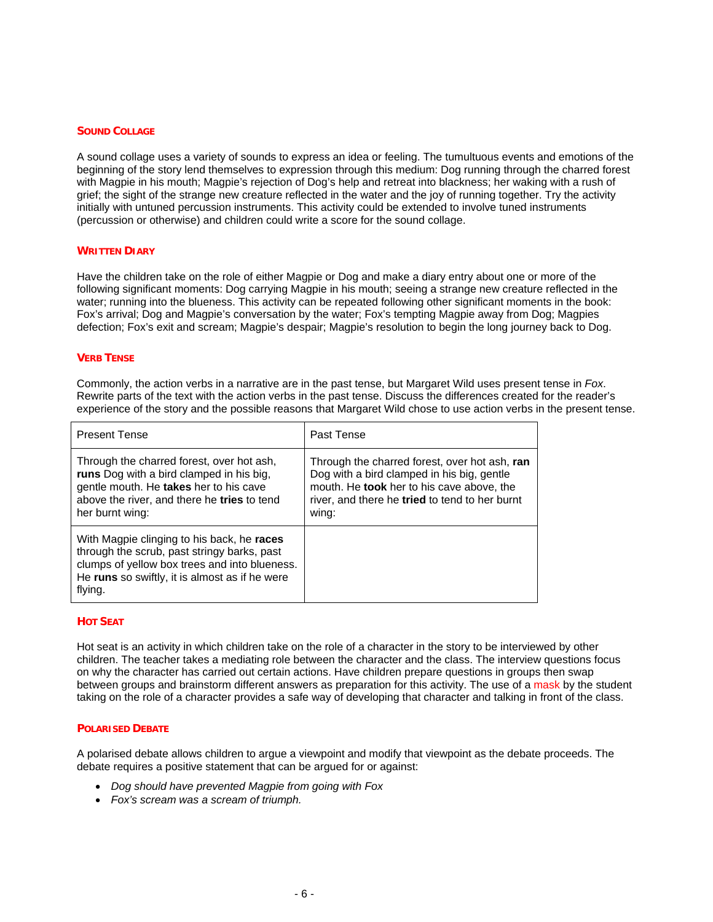### Sound Collage

A sound collage uses a variety of sounds to express an idea or feeling. The tumultuous events and emotions of the beginning of the story lend themselves to expression through this medium: Dog running through the charred forest with Magpie in his mouth; Magpie's rejection of Dog's help and retreat into blackness; her waking with a rush of grief; the sight of the strange new creature reflected in the water and the joy of running together. Try the activity initially with untuned percussion instruments. This activity could be extended to involve tuned instruments (percussion or otherwise) and children could write a score for the sound collage.

### Written Diary

Have the children take on the role of either Magpie or Dog and make a diary entry about one or more of the following significant moments: Dog carrying Magpie in his mouth; seeing a strange new creature reflected in the water; running into the blueness. This activity can be repeated following other significant moments in the book: Fox's arrival; Dog and Magpie's conversation by the water; Fox's tempting Magpie away from Dog; Magpies defection; Fox's exit and scream; Magpie's despair; Magpie's resolution to begin the long journey back to Dog.

### Verb Tense

Commonly, the action verbs in a narrative are in the past tense, but Margaret Wild uses present tense in *Fox.* Rewrite parts of the text with the action verbs in the past tense. Discuss the differences created for the reader's experience of the story and the possible reasons that Margaret Wild chose to use action verbs in the present tense.

| Present Tense | Past Tense |
|---|---|
| Through the charred forest, over hot ash, **runs** Dog with a bird clamped in his big, gentle mouth. He **takes** her to his cave above the river, and there he **tries** to tend her burnt wing: | Through the charred forest, over hot ash, **ran** Dog with a bird clamped in his big, gentle mouth. He **took** her to his cave above, the river, and there he **tried** to tend to her burnt wing: |
| With Magpie clinging to his back, he **races** through the scrub, past stringy barks, past clumps of yellow box trees and into blueness. He **runs** so swiftly, it is almost as if he were flying. | |

### Hot Seat

Hot seat is an activity in which children take on the role of a character in the story to be interviewed by other children. The teacher takes a mediating role between the character and the class. The interview questions focus on why the character has carried out certain actions. Have children prepare questions in groups then swap between groups and brainstorm different answers as preparation for this activity. The use of a mask by the student taking on the role of a character provides a safe way of developing that character and talking in front of the class.

### Polarised Debate

A polarised debate allows children to argue a viewpoint and modify that viewpoint as the debate proceeds. The debate requires a positive statement that can be argued for or against:

- *Dog should have prevented Magpie from going with Fox*
- *Fox's scream was a scream of triumph.*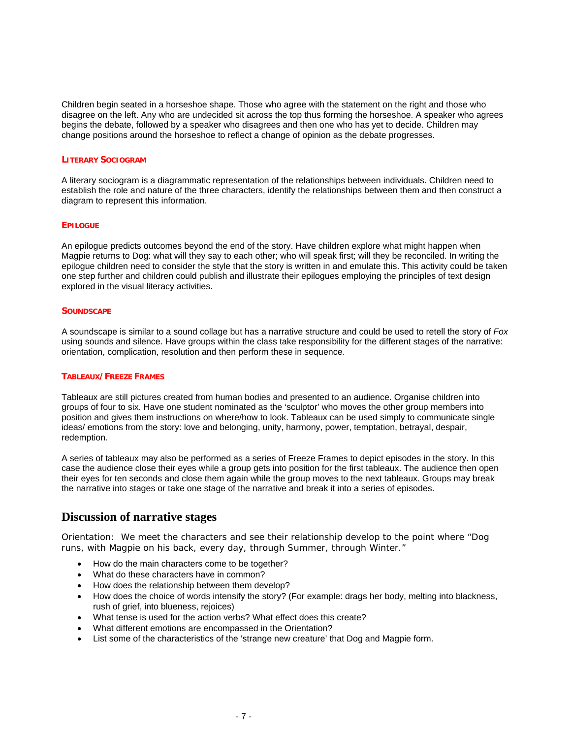Children begin seated in a horseshoe shape. Those who agree with the statement on the right and those who disagree on the left. Any who are undecided sit across the top thus forming the horseshoe. A speaker who agrees begins the debate, followed by a speaker who disagrees and then one who has yet to decide. Children may change positions around the horseshoe to reflect a change of opinion as the debate progresses.

#### LITERARY SOCIOGRAM

A literary sociogram is a diagrammatic representation of the relationships between individuals. Children need to establish the role and nature of the three characters, identify the relationships between them and then construct a diagram to represent this information.

#### EPILOGUE

An epilogue predicts outcomes beyond the end of the story. Have children explore what might happen when Magpie returns to Dog: what will they say to each other; who will speak first; will they be reconciled. In writing the epilogue children need to consider the style that the story is written in and emulate this. This activity could be taken one step further and children could publish and illustrate their epilogues employing the principles of text design explored in the visual literacy activities.

#### SOUNDSCAPE

A soundscape is similar to a sound collage but has a narrative structure and could be used to retell the story of *Fox* using sounds and silence. Have groups within the class take responsibility for the different stages of the narrative: orientation, complication, resolution and then perform these in sequence.

#### TABLEAUX/ FREEZE FRAMES

Tableaux are still pictures created from human bodies and presented to an audience. Organise children into groups of four to six. Have one student nominated as the 'sculptor' who moves the other group members into position and gives them instructions on where/how to look. Tableaux can be used simply to communicate single ideas/ emotions from the story: love and belonging, unity, harmony, power, temptation, betrayal, despair, redemption.

A series of tableaux may also be performed as a series of Freeze Frames to depict episodes in the story. In this case the audience close their eyes while a group gets into position for the first tableaux. The audience then open their eyes for ten seconds and close them again while the group moves to the next tableaux. Groups may break the narrative into stages or take one stage of the narrative and break it into a series of episodes.

## Discussion of narrative stages

Orientation: We meet the characters and see their relationship develop to the point where "Dog runs, with Magpie on his back, every day, through Summer, through Winter."

- How do the main characters come to be together?
- What do these characters have in common?
- How does the relationship between them develop?
- How does the choice of words intensify the story? (For example: drags her body, melting into blackness, rush of grief, into blueness, rejoices)
- What tense is used for the action verbs? What effect does this create?
- What different emotions are encompassed in the Orientation?
- List some of the characteristics of the 'strange new creature' that Dog and Magpie form.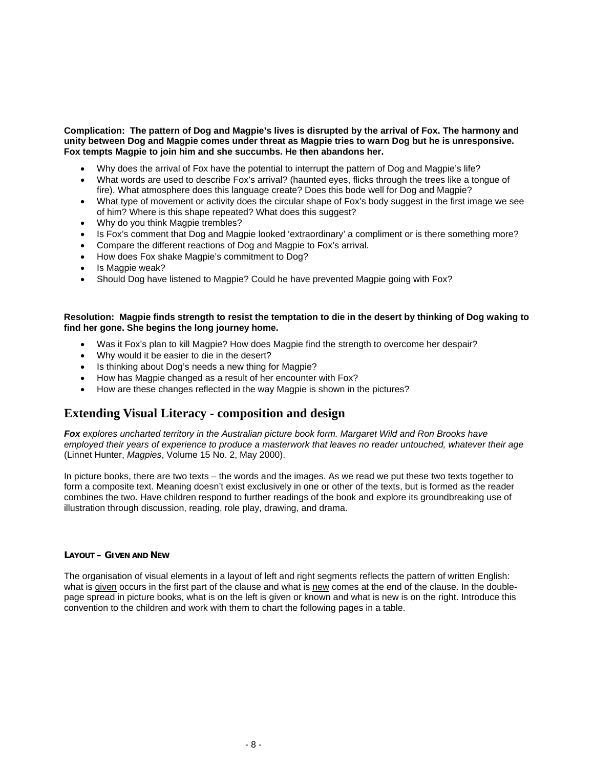**Complication: The pattern of Dog and Magpie's lives is disrupted by the arrival of Fox. The harmony and unity between Dog and Magpie comes under threat as Magpie tries to warn Dog but he is unresponsive. Fox tempts Magpie to join him and she succumbs. He then abandons her.**

- Why does the arrival of Fox have the potential to interrupt the pattern of Dog and Magpie's life?
- What words are used to describe Fox's arrival? (haunted eyes, flicks through the trees like a tongue of fire). What atmosphere does this language create? Does this bode well for Dog and Magpie?
- What type of movement or activity does the circular shape of Fox's body suggest in the first image we see of him? Where is this shape repeated? What does this suggest?
- Why do you think Magpie trembles?
- Is Fox's comment that Dog and Magpie looked 'extraordinary' a compliment or is there something more?
- Compare the different reactions of Dog and Magpie to Fox's arrival.
- How does Fox shake Magpie's commitment to Dog?
- Is Magpie weak?
- Should Dog have listened to Magpie? Could he have prevented Magpie going with Fox?

**Resolution: Magpie finds strength to resist the temptation to die in the desert by thinking of Dog waking to find her gone. She begins the long journey home.**

- Was it Fox's plan to kill Magpie? How does Magpie find the strength to overcome her despair?
- Why would it be easier to die in the desert?
- Is thinking about Dog's needs a new thing for Magpie?
- How has Magpie changed as a result of her encounter with Fox?
- How are these changes reflected in the way Magpie is shown in the pictures?

## Extending Visual Literacy - composition and design

***Fox*** *explores uncharted territory in the Australian picture book form. Margaret Wild and Ron Brooks have employed their years of experience to produce a masterwork that leaves no reader untouched, whatever their age* (Linnet Hunter, *Magpies*, Volume 15 No. 2, May 2000).

In picture books, there are two texts – the words and the images. As we read we put these two texts together to form a composite text. Meaning doesn't exist exclusively in one or other of the texts, but is formed as the reader combines the two. Have children respond to further readings of the book and explore its groundbreaking use of illustration through discussion, reading, role play, drawing, and drama.

#### LAYOUT – GIVEN AND NEW

The organisation of visual elements in a layout of left and right segments reflects the pattern of written English: what is <u>given</u> occurs in the first part of the clause and what is <u>new</u> comes at the end of the clause. In the double-page spread in picture books, what is on the left is given or known and what is new is on the right. Introduce this convention to the children and work with them to chart the following pages in a table.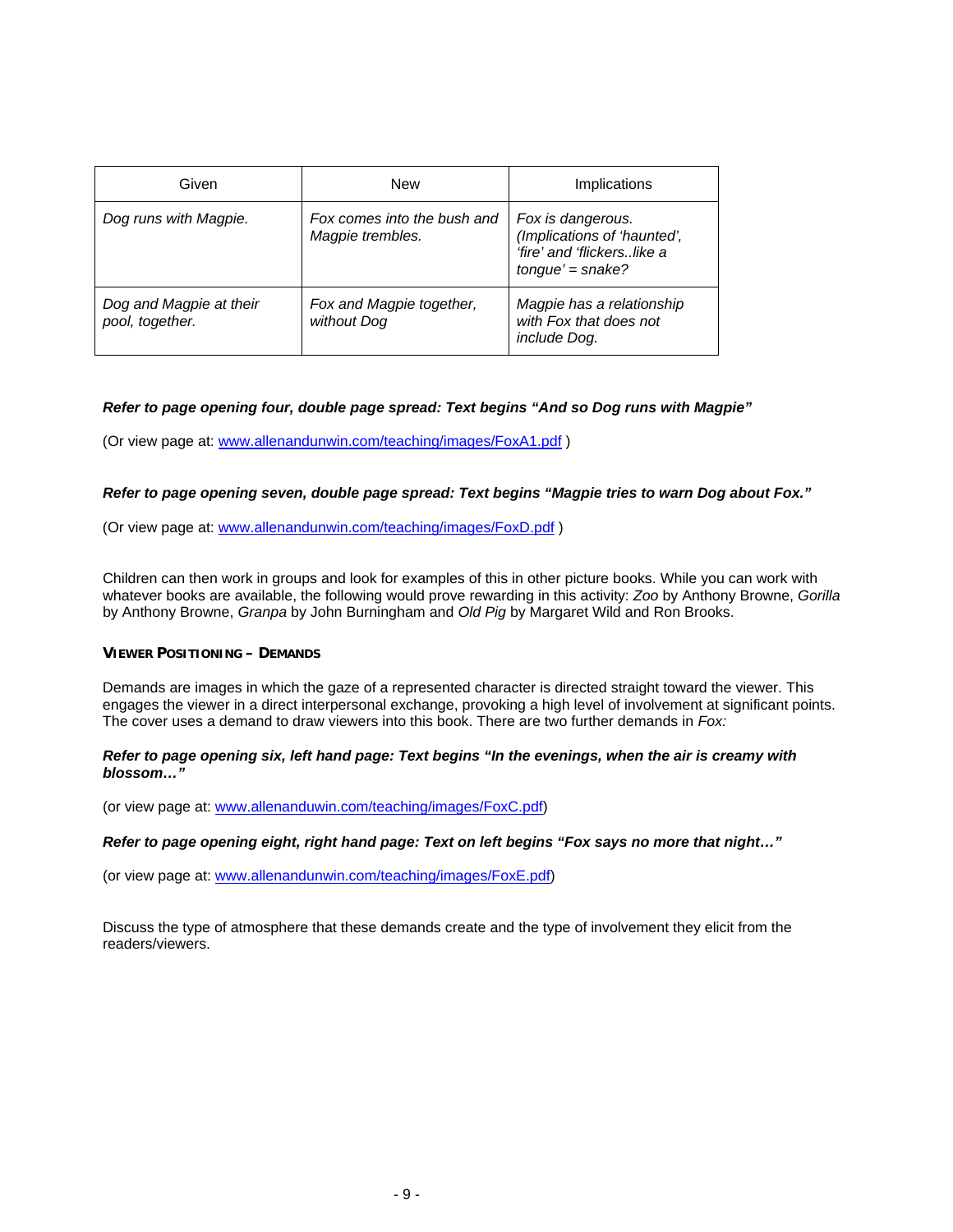| Given | New | Implications |
| --- | --- | --- |
| *Dog runs with Magpie.* | *Fox comes into the bush and Magpie trembles.* | *Fox is dangerous. (Implications of 'haunted', 'fire' and 'flickers..like a tongue' = snake?* |
| *Dog and Magpie at their pool, together.* | *Fox and Magpie together, without Dog* | *Magpie has a relationship with Fox that does not include Dog.* |

***Refer to page opening four, double page spread: Text begins "And so Dog runs with Magpie"***

(Or view page at: [www.allenandunwin.com/teaching/images/FoxA1.pdf](www.allenandunwin.com/teaching/images/FoxA1.pdf) )

***Refer to page opening seven, double page spread: Text begins "Magpie tries to warn Dog about Fox."***

(Or view page at: [www.allenandunwin.com/teaching/images/FoxD.pdf](www.allenandunwin.com/teaching/images/FoxD.pdf) )

Children can then work in groups and look for examples of this in other picture books. While you can work with whatever books are available, the following would prove rewarding in this activity: *Zoo* by Anthony Browne, *Gorilla* by Anthony Browne, *Granpa* by John Burningham and *Old Pig* by Margaret Wild and Ron Brooks.

#### VIEWER POSITIONING – DEMANDS

Demands are images in which the gaze of a represented character is directed straight toward the viewer. This engages the viewer in a direct interpersonal exchange, provoking a high level of involvement at significant points. The cover uses a demand to draw viewers into this book. There are two further demands in *Fox:*

***Refer to page opening six, left hand page: Text begins "In the evenings, when the air is creamy with blossom…"***

(or view page at: [www.allenanduwin.com/teaching/images/FoxC.pdf](www.allenanduwin.com/teaching/images/FoxC.pdf))

***Refer to page opening eight, right hand page: Text on left begins "Fox says no more that night…"***

(or view page at: [www.allenanduwin.com/teaching/images/FoxE.pdf](www.allenanduwin.com/teaching/images/FoxE.pdf))

Discuss the type of atmosphere that these demands create and the type of involvement they elicit from the readers/viewers.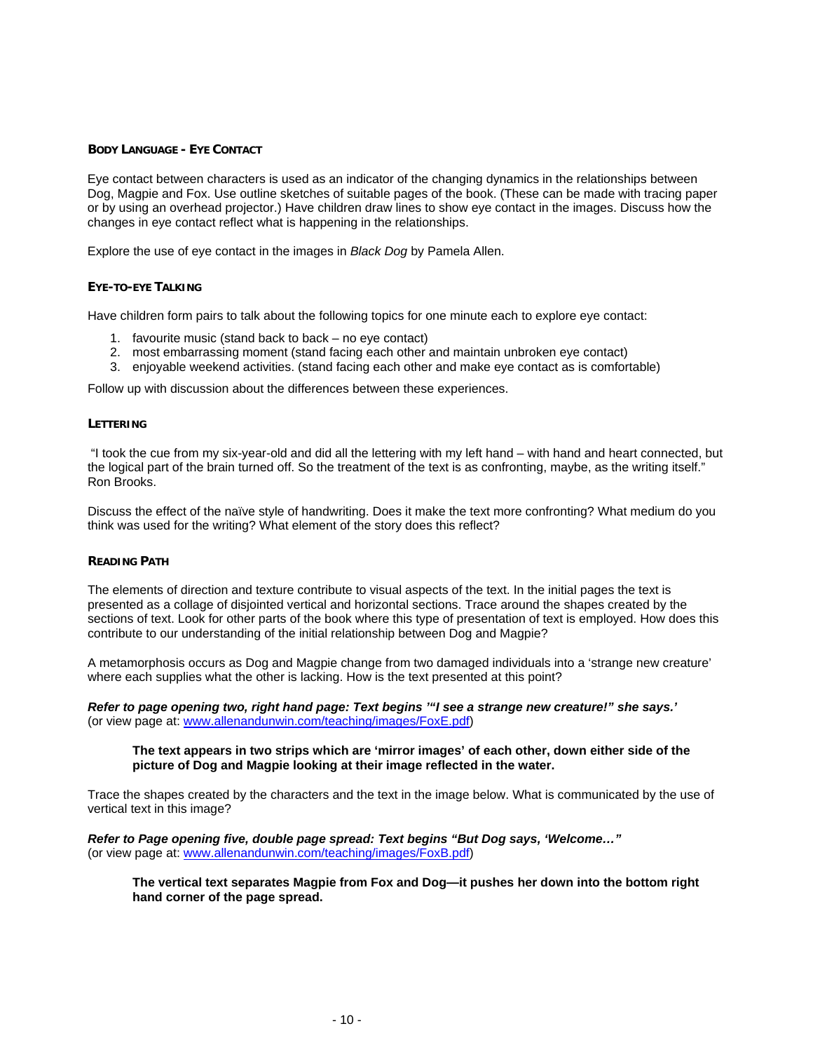### BODY LANGUAGE - EYE CONTACT

Eye contact between characters is used as an indicator of the changing dynamics in the relationships between Dog, Magpie and Fox. Use outline sketches of suitable pages of the book. (These can be made with tracing paper or by using an overhead projector.) Have children draw lines to show eye contact in the images. Discuss how the changes in eye contact reflect what is happening in the relationships.

Explore the use of eye contact in the images in *Black Dog* by Pamela Allen.

### EYE-TO-EYE TALKING

Have children form pairs to talk about the following topics for one minute each to explore eye contact:

1. favourite music (stand back to back – no eye contact)
2. most embarrassing moment (stand facing each other and maintain unbroken eye contact)
3. enjoyable weekend activities. (stand facing each other and make eye contact as is comfortable)

Follow up with discussion about the differences between these experiences.

### LETTERING

"I took the cue from my six-year-old and did all the lettering with my left hand – with hand and heart connected, but the logical part of the brain turned off. So the treatment of the text is as confronting, maybe, as the writing itself." Ron Brooks.

Discuss the effect of the naïve style of handwriting. Does it make the text more confronting? What medium do you think was used for the writing? What element of the story does this reflect?

### READING PATH

The elements of direction and texture contribute to visual aspects of the text. In the initial pages the text is presented as a collage of disjointed vertical and horizontal sections. Trace around the shapes created by the sections of text. Look for other parts of the book where this type of presentation of text is employed. How does this contribute to our understanding of the initial relationship between Dog and Magpie?

A metamorphosis occurs as Dog and Magpie change from two damaged individuals into a 'strange new creature' where each supplies what the other is lacking. How is the text presented at this point?

***Refer to page opening two, right hand page: Text begins '"I see a strange new creature!" she says.'***
(or view page at: www.allenandunwin.com/teaching/images/FoxE.pdf)

> **The text appears in two strips which are 'mirror images' of each other, down either side of the picture of Dog and Magpie looking at their image reflected in the water.**

Trace the shapes created by the characters and the text in the image below. What is communicated by the use of vertical text in this image?

***Refer to Page opening five, double page spread: Text begins "But Dog says, 'Welcome…"***
(or view page at: www.allenandunwin.com/teaching/images/FoxB.pdf)

> **The vertical text separates Magpie from Fox and Dog—it pushes her down into the bottom right hand corner of the page spread.**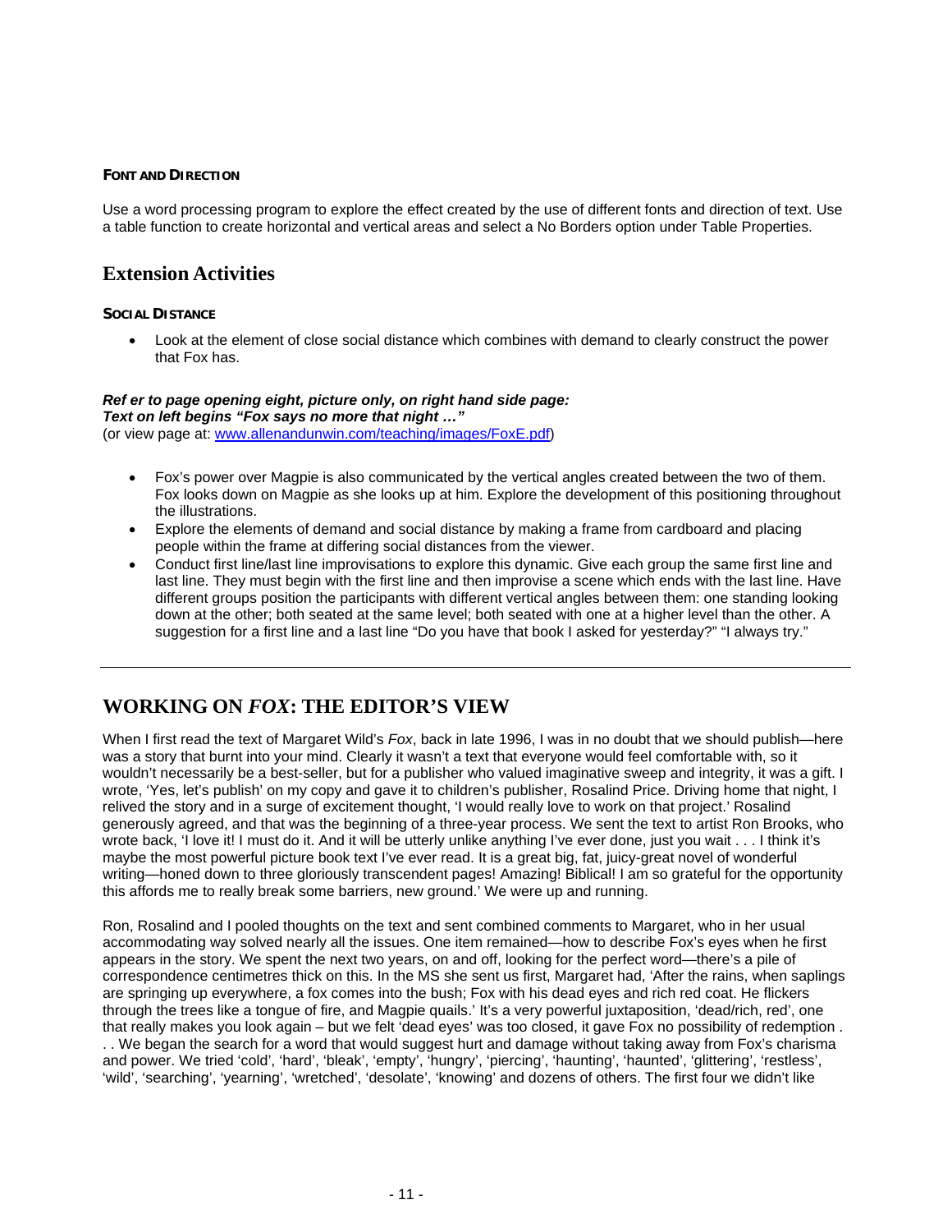#### FONT AND DIRECTION

Use a word processing program to explore the effect created by the use of different fonts and direction of text. Use a table function to create horizontal and vertical areas and select a No Borders option under Table Properties.

## Extension Activities

#### SOCIAL DISTANCE

- Look at the element of close social distance which combines with demand to clearly construct the power that Fox has.

***Ref er to page opening eight, picture only, on right hand side page:***
***Text on left begins "Fox says no more that night …"***
(or view page at: www.allenandunwin.com/teaching/images/FoxE.pdf)

- Fox's power over Magpie is also communicated by the vertical angles created between the two of them. Fox looks down on Magpie as she looks up at him. Explore the development of this positioning throughout the illustrations.
- Explore the elements of demand and social distance by making a frame from cardboard and placing people within the frame at differing social distances from the viewer.
- Conduct first line/last line improvisations to explore this dynamic. Give each group the same first line and last line. They must begin with the first line and then improvise a scene which ends with the last line. Have different groups position the participants with different vertical angles between them: one standing looking down at the other; both seated at the same level; both seated with one at a higher level than the other. A suggestion for a first line and a last line "Do you have that book I asked for yesterday?" "I always try."

---

## WORKING ON *FOX*: THE EDITOR'S VIEW

When I first read the text of Margaret Wild's *Fox*, back in late 1996, I was in no doubt that we should publish—here was a story that burnt into your mind. Clearly it wasn't a text that everyone would feel comfortable with, so it wouldn't necessarily be a best-seller, but for a publisher who valued imaginative sweep and integrity, it was a gift. I wrote, 'Yes, let's publish' on my copy and gave it to children's publisher, Rosalind Price. Driving home that night, I relived the story and in a surge of excitement thought, 'I would really love to work on that project.' Rosalind generously agreed, and that was the beginning of a three-year process. We sent the text to artist Ron Brooks, who wrote back, 'I love it! I must do it. And it will be utterly unlike anything I've ever done, just you wait . . . I think it's maybe the most powerful picture book text I've ever read. It is a great big, fat, juicy-great novel of wonderful writing—honed down to three gloriously transcendent pages! Amazing! Biblical! I am so grateful for the opportunity this affords me to really break some barriers, new ground.' We were up and running.

Ron, Rosalind and I pooled thoughts on the text and sent combined comments to Margaret, who in her usual accommodating way solved nearly all the issues. One item remained—how to describe Fox's eyes when he first appears in the story. We spent the next two years, on and off, looking for the perfect word—there's a pile of correspondence centimetres thick on this. In the MS she sent us first, Margaret had, 'After the rains, when saplings are springing up everywhere, a fox comes into the bush; Fox with his dead eyes and rich red coat. He flickers through the trees like a tongue of fire, and Magpie quails.' It's a very powerful juxtaposition, 'dead/rich, red', one that really makes you look again – but we felt 'dead eyes' was too closed, it gave Fox no possibility of redemption . . . We began the search for a word that would suggest hurt and damage without taking away from Fox's charisma and power. We tried 'cold', 'hard', 'bleak', 'empty', 'hungry', 'piercing', 'haunting', 'haunted', 'glittering', 'restless', 'wild', 'searching', 'yearning', 'wretched', 'desolate', 'knowing' and dozens of others. The first four we didn't like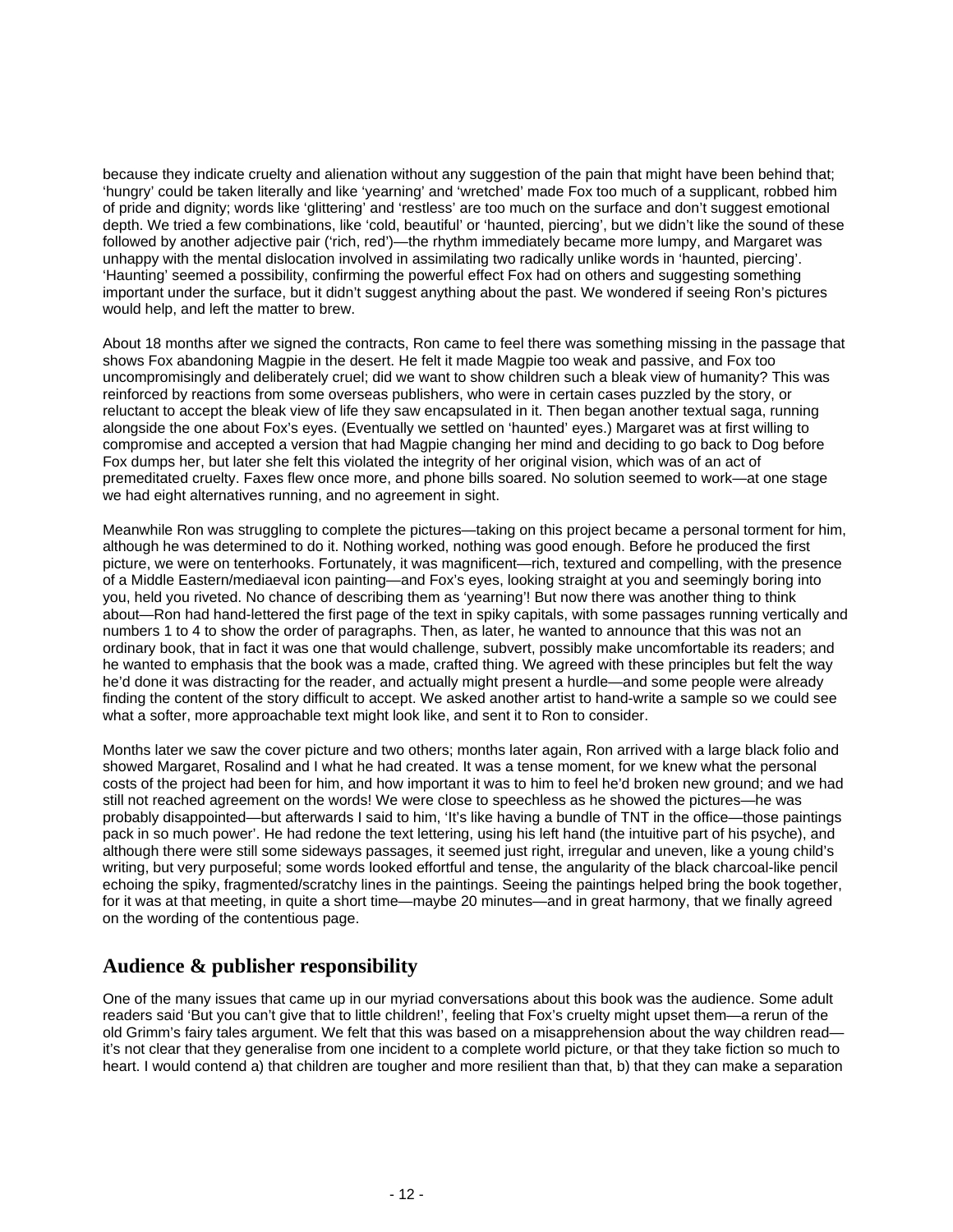because they indicate cruelty and alienation without any suggestion of the pain that might have been behind that; 'hungry' could be taken literally and like 'yearning' and 'wretched' made Fox too much of a supplicant, robbed him of pride and dignity; words like 'glittering' and 'restless' are too much on the surface and don't suggest emotional depth. We tried a few combinations, like 'cold, beautiful' or 'haunted, piercing', but we didn't like the sound of these followed by another adjective pair ('rich, red')—the rhythm immediately became more lumpy, and Margaret was unhappy with the mental dislocation involved in assimilating two radically unlike words in 'haunted, piercing'. 'Haunting' seemed a possibility, confirming the powerful effect Fox had on others and suggesting something important under the surface, but it didn't suggest anything about the past. We wondered if seeing Ron's pictures would help, and left the matter to brew.

About 18 months after we signed the contracts, Ron came to feel there was something missing in the passage that shows Fox abandoning Magpie in the desert. He felt it made Magpie too weak and passive, and Fox too uncompromisingly and deliberately cruel; did we want to show children such a bleak view of humanity? This was reinforced by reactions from some overseas publishers, who were in certain cases puzzled by the story, or reluctant to accept the bleak view of life they saw encapsulated in it. Then began another textual saga, running alongside the one about Fox's eyes. (Eventually we settled on 'haunted' eyes.) Margaret was at first willing to compromise and accepted a version that had Magpie changing her mind and deciding to go back to Dog before Fox dumps her, but later she felt this violated the integrity of her original vision, which was of an act of premeditated cruelty. Faxes flew once more, and phone bills soared. No solution seemed to work—at one stage we had eight alternatives running, and no agreement in sight.

Meanwhile Ron was struggling to complete the pictures—taking on this project became a personal torment for him, although he was determined to do it. Nothing worked, nothing was good enough. Before he produced the first picture, we were on tenterhooks. Fortunately, it was magnificent—rich, textured and compelling, with the presence of a Middle Eastern/mediaeval icon painting—and Fox's eyes, looking straight at you and seemingly boring into you, held you riveted. No chance of describing them as 'yearning'! But now there was another thing to think about—Ron had hand-lettered the first page of the text in spiky capitals, with some passages running vertically and numbers 1 to 4 to show the order of paragraphs. Then, as later, he wanted to announce that this was not an ordinary book, that in fact it was one that would challenge, subvert, possibly make uncomfortable its readers; and he wanted to emphasis that the book was a made, crafted thing. We agreed with these principles but felt the way he'd done it was distracting for the reader, and actually might present a hurdle—and some people were already finding the content of the story difficult to accept. We asked another artist to hand-write a sample so we could see what a softer, more approachable text might look like, and sent it to Ron to consider.

Months later we saw the cover picture and two others; months later again, Ron arrived with a large black folio and showed Margaret, Rosalind and I what he had created. It was a tense moment, for we knew what the personal costs of the project had been for him, and how important it was to him to feel he'd broken new ground; and we had still not reached agreement on the words! We were close to speechless as he showed the pictures—he was probably disappointed—but afterwards I said to him, 'It's like having a bundle of TNT in the office—those paintings pack in so much power'. He had redone the text lettering, using his left hand (the intuitive part of his psyche), and although there were still some sideways passages, it seemed just right, irregular and uneven, like a young child's writing, but very purposeful; some words looked effortful and tense, the angularity of the black charcoal-like pencil echoing the spiky, fragmented/scratchy lines in the paintings. Seeing the paintings helped bring the book together, for it was at that meeting, in quite a short time—maybe 20 minutes—and in great harmony, that we finally agreed on the wording of the contentious page.

## Audience & publisher responsibility

One of the many issues that came up in our myriad conversations about this book was the audience. Some adult readers said 'But you can't give that to little children!', feeling that Fox's cruelty might upset them—a rerun of the old Grimm's fairy tales argument. We felt that this was based on a misapprehension about the way children read—it's not clear that they generalise from one incident to a complete world picture, or that they take fiction so much to heart. I would contend a) that children are tougher and more resilient than that, b) that they can make a separation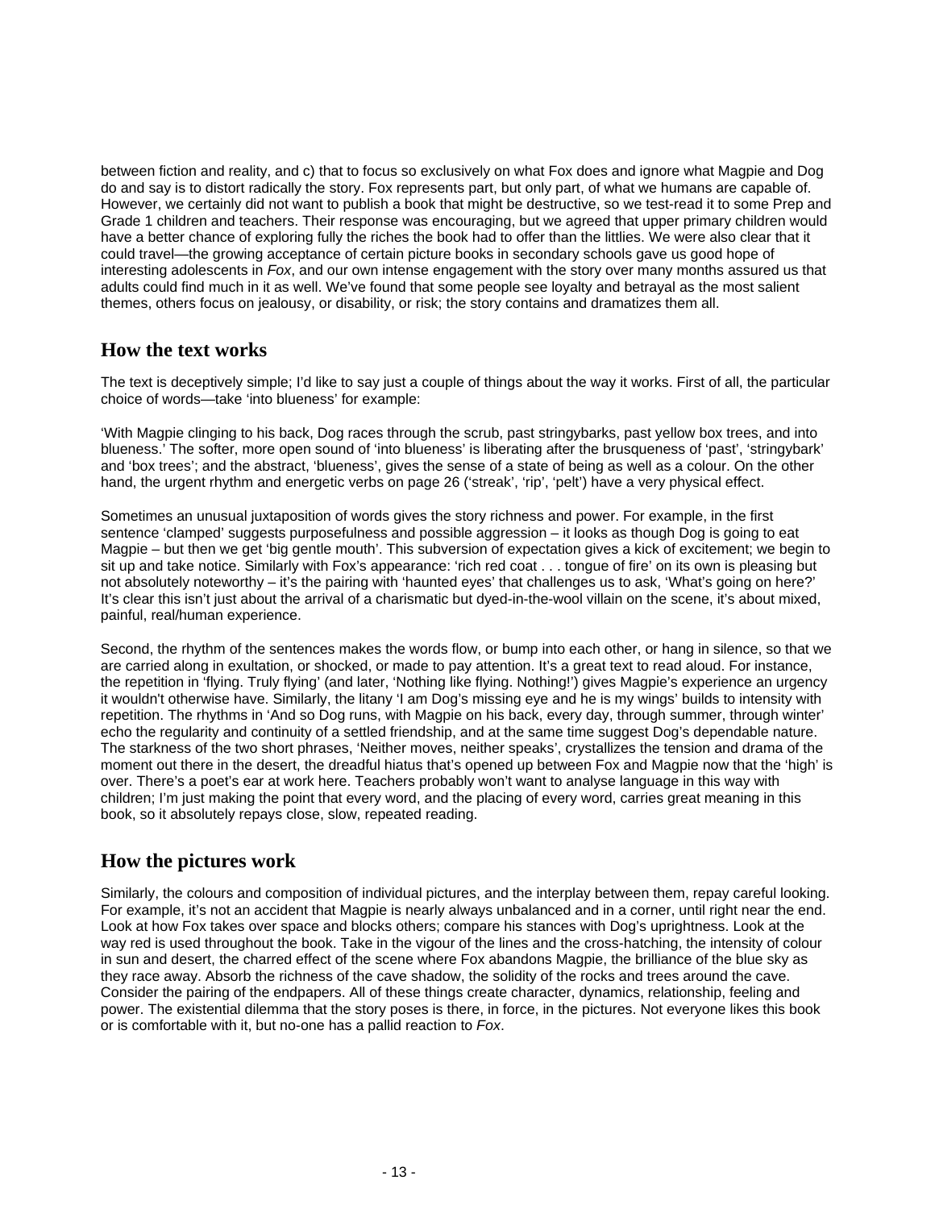between fiction and reality, and c) that to focus so exclusively on what Fox does and ignore what Magpie and Dog do and say is to distort radically the story. Fox represents part, but only part, of what we humans are capable of. However, we certainly did not want to publish a book that might be destructive, so we test-read it to some Prep and Grade 1 children and teachers. Their response was encouraging, but we agreed that upper primary children would have a better chance of exploring fully the riches the book had to offer than the littlies. We were also clear that it could travel—the growing acceptance of certain picture books in secondary schools gave us good hope of interesting adolescents in *Fox*, and our own intense engagement with the story over many months assured us that adults could find much in it as well. We've found that some people see loyalty and betrayal as the most salient themes, others focus on jealousy, or disability, or risk; the story contains and dramatizes them all.

## How the text works

The text is deceptively simple; I'd like to say just a couple of things about the way it works. First of all, the particular choice of words—take 'into blueness' for example:

'With Magpie clinging to his back, Dog races through the scrub, past stringybarks, past yellow box trees, and into blueness.' The softer, more open sound of 'into blueness' is liberating after the brusqueness of 'past', 'stringybark' and 'box trees'; and the abstract, 'blueness', gives the sense of a state of being as well as a colour. On the other hand, the urgent rhythm and energetic verbs on page 26 ('streak', 'rip', 'pelt') have a very physical effect.

Sometimes an unusual juxtaposition of words gives the story richness and power. For example, in the first sentence 'clamped' suggests purposefulness and possible aggression – it looks as though Dog is going to eat Magpie – but then we get 'big gentle mouth'. This subversion of expectation gives a kick of excitement; we begin to sit up and take notice. Similarly with Fox's appearance: 'rich red coat . . . tongue of fire' on its own is pleasing but not absolutely noteworthy – it's the pairing with 'haunted eyes' that challenges us to ask, 'What's going on here?' It's clear this isn't just about the arrival of a charismatic but dyed-in-the-wool villain on the scene, it's about mixed, painful, real/human experience.

Second, the rhythm of the sentences makes the words flow, or bump into each other, or hang in silence, so that we are carried along in exultation, or shocked, or made to pay attention. It's a great text to read aloud. For instance, the repetition in 'flying. Truly flying' (and later, 'Nothing like flying. Nothing!') gives Magpie's experience an urgency it wouldn't otherwise have. Similarly, the litany 'I am Dog's missing eye and he is my wings' builds to intensity with repetition. The rhythms in 'And so Dog runs, with Magpie on his back, every day, through summer, through winter' echo the regularity and continuity of a settled friendship, and at the same time suggest Dog's dependable nature. The starkness of the two short phrases, 'Neither moves, neither speaks', crystallizes the tension and drama of the moment out there in the desert, the dreadful hiatus that's opened up between Fox and Magpie now that the 'high' is over. There's a poet's ear at work here. Teachers probably won't want to analyse language in this way with children; I'm just making the point that every word, and the placing of every word, carries great meaning in this book, so it absolutely repays close, slow, repeated reading.

## How the pictures work

Similarly, the colours and composition of individual pictures, and the interplay between them, repay careful looking. For example, it's not an accident that Magpie is nearly always unbalanced and in a corner, until right near the end. Look at how Fox takes over space and blocks others; compare his stances with Dog's uprightness. Look at the way red is used throughout the book. Take in the vigour of the lines and the cross-hatching, the intensity of colour in sun and desert, the charred effect of the scene where Fox abandons Magpie, the brilliance of the blue sky as they race away. Absorb the richness of the cave shadow, the solidity of the rocks and trees around the cave. Consider the pairing of the endpapers. All of these things create character, dynamics, relationship, feeling and power. The existential dilemma that the story poses is there, in force, in the pictures. Not everyone likes this book or is comfortable with it, but no-one has a pallid reaction to *Fox*.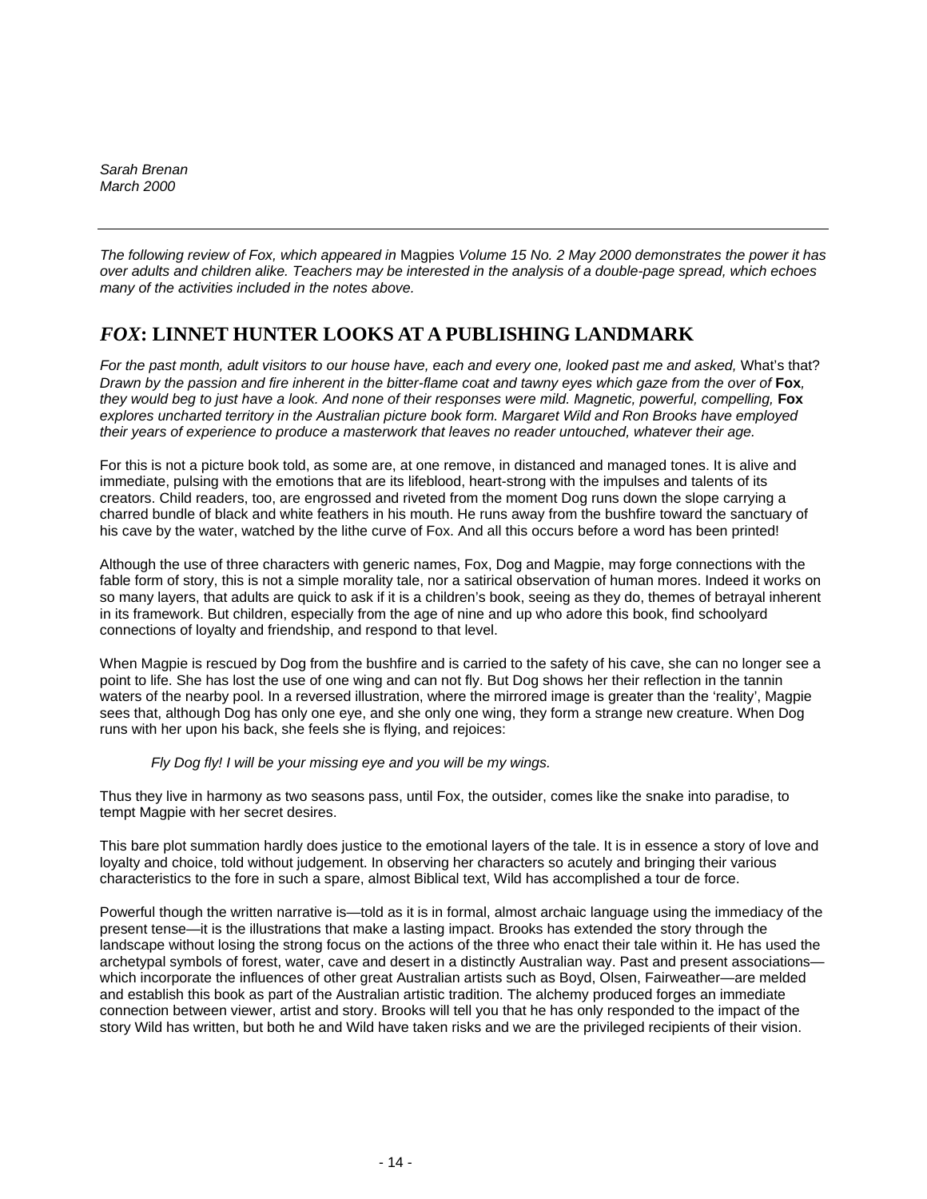*Sarah Brenan*
*March 2000*

---

*The following review of Fox, which appeared in* Magpies *Volume 15 No. 2 May 2000 demonstrates the power it has over adults and children alike. Teachers may be interested in the analysis of a double-page spread, which echoes many of the activities included in the notes above.*

## *FOX*: LINNET HUNTER LOOKS AT A PUBLISHING LANDMARK

*For the past month, adult visitors to our house have, each and every one, looked past me and asked,* What's that? *Drawn by the passion and fire inherent in the bitter-flame coat and tawny eyes which gaze from the over of* **Fox***, they would beg to just have a look. And none of their responses were mild. Magnetic, powerful, compelling,* **Fox** *explores uncharted territory in the Australian picture book form. Margaret Wild and Ron Brooks have employed their years of experience to produce a masterwork that leaves no reader untouched, whatever their age.*

For this is not a picture book told, as some are, at one remove, in distanced and managed tones. It is alive and immediate, pulsing with the emotions that are its lifeblood, heart-strong with the impulses and talents of its creators. Child readers, too, are engrossed and riveted from the moment Dog runs down the slope carrying a charred bundle of black and white feathers in his mouth. He runs away from the bushfire toward the sanctuary of his cave by the water, watched by the lithe curve of Fox. And all this occurs before a word has been printed!

Although the use of three characters with generic names, Fox, Dog and Magpie, may forge connections with the fable form of story, this is not a simple morality tale, nor a satirical observation of human mores. Indeed it works on so many layers, that adults are quick to ask if it is a children's book, seeing as they do, themes of betrayal inherent in its framework. But children, especially from the age of nine and up who adore this book, find schoolyard connections of loyalty and friendship, and respond to that level.

When Magpie is rescued by Dog from the bushfire and is carried to the safety of his cave, she can no longer see a point to life. She has lost the use of one wing and can not fly. But Dog shows her their reflection in the tannin waters of the nearby pool. In a reversed illustration, where the mirrored image is greater than the 'reality', Magpie sees that, although Dog has only one eye, and she only one wing, they form a strange new creature. When Dog runs with her upon his back, she feels she is flying, and rejoices:

> *Fly Dog fly! I will be your missing eye and you will be my wings.*

Thus they live in harmony as two seasons pass, until Fox, the outsider, comes like the snake into paradise, to tempt Magpie with her secret desires.

This bare plot summation hardly does justice to the emotional layers of the tale. It is in essence a story of love and loyalty and choice, told without judgement. In observing her characters so acutely and bringing their various characteristics to the fore in such a spare, almost Biblical text, Wild has accomplished a tour de force.

Powerful though the written narrative is—told as it is in formal, almost archaic language using the immediacy of the present tense—it is the illustrations that make a lasting impact. Brooks has extended the story through the landscape without losing the strong focus on the actions of the three who enact their tale within it. He has used the archetypal symbols of forest, water, cave and desert in a distinctly Australian way. Past and present associations—which incorporate the influences of other great Australian artists such as Boyd, Olsen, Fairweather—are melded and establish this book as part of the Australian artistic tradition. The alchemy produced forges an immediate connection between viewer, artist and story. Brooks will tell you that he has only responded to the impact of the story Wild has written, but both he and Wild have taken risks and we are the privileged recipients of their vision.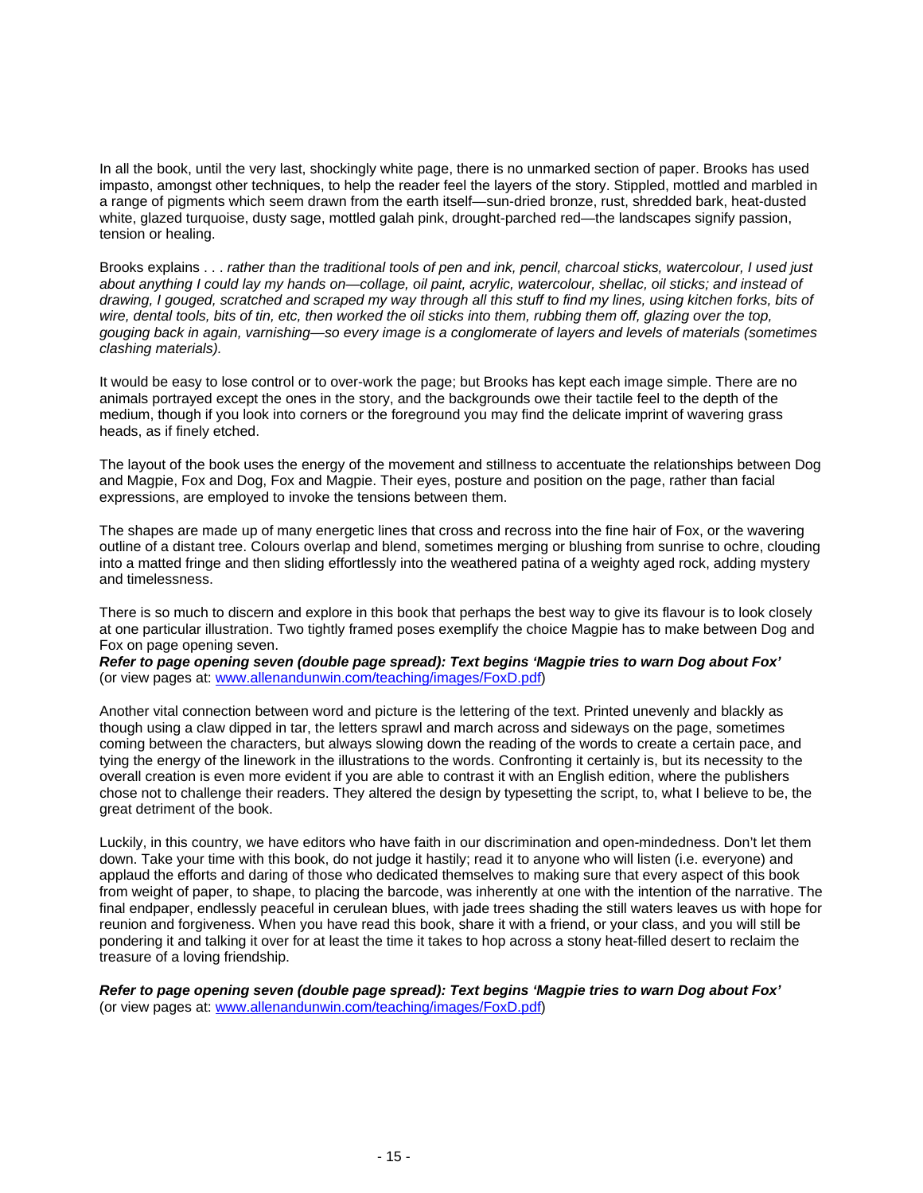In all the book, until the very last, shockingly white page, there is no unmarked section of paper. Brooks has used impasto, amongst other techniques, to help the reader feel the layers of the story. Stippled, mottled and marbled in a range of pigments which seem drawn from the earth itself—sun-dried bronze, rust, shredded bark, heat-dusted white, glazed turquoise, dusty sage, mottled galah pink, drought-parched red—the landscapes signify passion, tension or healing.

Brooks explains . . . *rather than the traditional tools of pen and ink, pencil, charcoal sticks, watercolour, I used just about anything I could lay my hands on—collage, oil paint, acrylic, watercolour, shellac, oil sticks; and instead of drawing, I gouged, scratched and scraped my way through all this stuff to find my lines, using kitchen forks, bits of wire, dental tools, bits of tin, etc, then worked the oil sticks into them, rubbing them off, glazing over the top, gouging back in again, varnishing—so every image is a conglomerate of layers and levels of materials (sometimes clashing materials).*

It would be easy to lose control or to over-work the page; but Brooks has kept each image simple. There are no animals portrayed except the ones in the story, and the backgrounds owe their tactile feel to the depth of the medium, though if you look into corners or the foreground you may find the delicate imprint of wavering grass heads, as if finely etched.

The layout of the book uses the energy of the movement and stillness to accentuate the relationships between Dog and Magpie, Fox and Dog, Fox and Magpie. Their eyes, posture and position on the page, rather than facial expressions, are employed to invoke the tensions between them.

The shapes are made up of many energetic lines that cross and recross into the fine hair of Fox, or the wavering outline of a distant tree. Colours overlap and blend, sometimes merging or blushing from sunrise to ochre, clouding into a matted fringe and then sliding effortlessly into the weathered patina of a weighty aged rock, adding mystery and timelessness.

There is so much to discern and explore in this book that perhaps the best way to give its flavour is to look closely at one particular illustration. Two tightly framed poses exemplify the choice Magpie has to make between Dog and Fox on page opening seven.

***Refer to page opening seven (double page spread): Text begins 'Magpie tries to warn Dog about Fox'***
(or view pages at: www.allenandunwin.com/teaching/images/FoxD.pdf)

Another vital connection between word and picture is the lettering of the text. Printed unevenly and blackly as though using a claw dipped in tar, the letters sprawl and march across and sideways on the page, sometimes coming between the characters, but always slowing down the reading of the words to create a certain pace, and tying the energy of the linework in the illustrations to the words. Confronting it certainly is, but its necessity to the overall creation is even more evident if you are able to contrast it with an English edition, where the publishers chose not to challenge their readers. They altered the design by typesetting the script, to, what I believe to be, the great detriment of the book.

Luckily, in this country, we have editors who have faith in our discrimination and open-mindedness. Don't let them down. Take your time with this book, do not judge it hastily; read it to anyone who will listen (i.e. everyone) and applaud the efforts and daring of those who dedicated themselves to making sure that every aspect of this book from weight of paper, to shape, to placing the barcode, was inherently at one with the intention of the narrative. The final endpaper, endlessly peaceful in cerulean blues, with jade trees shading the still waters leaves us with hope for reunion and forgiveness. When you have read this book, share it with a friend, or your class, and you will still be pondering it and talking it over for at least the time it takes to hop across a stony heat-filled desert to reclaim the treasure of a loving friendship.

***Refer to page opening seven (double page spread): Text begins 'Magpie tries to warn Dog about Fox'***
(or view pages at: www.allenandunwin.com/teaching/images/FoxD.pdf)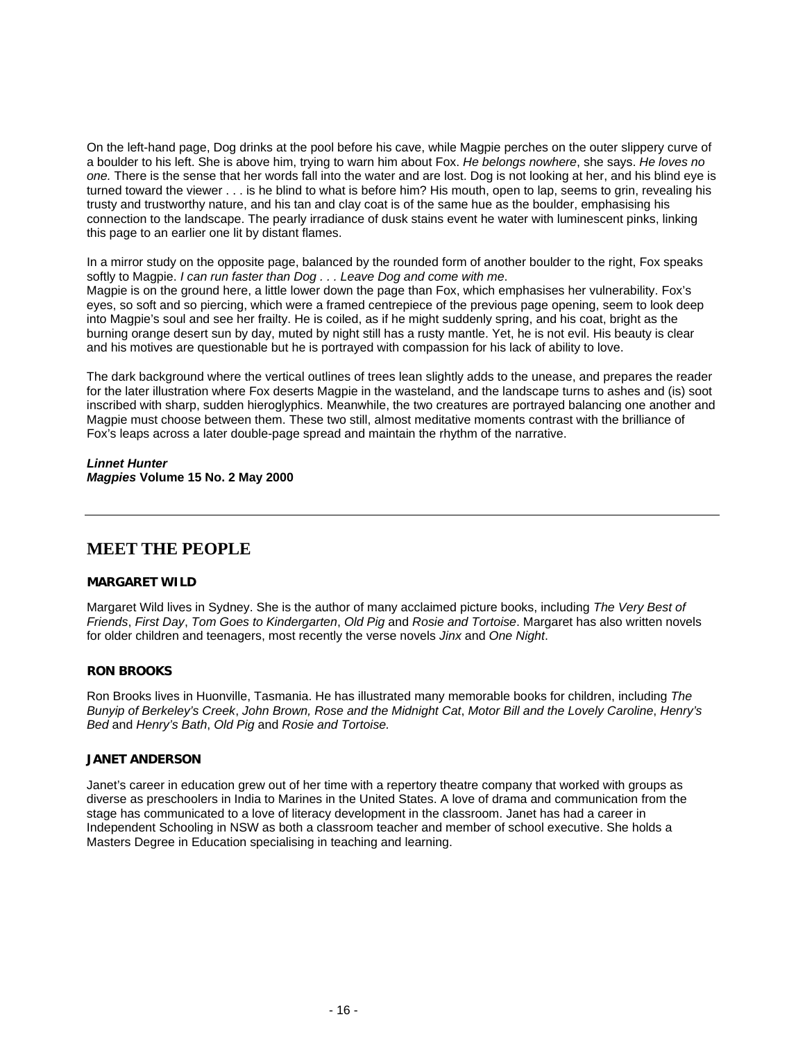On the left-hand page, Dog drinks at the pool before his cave, while Magpie perches on the outer slippery curve of a boulder to his left. She is above him, trying to warn him about Fox. *He belongs nowhere*, she says. *He loves no one.* There is the sense that her words fall into the water and are lost. Dog is not looking at her, and his blind eye is turned toward the viewer . . . is he blind to what is before him? His mouth, open to lap, seems to grin, revealing his trusty and trustworthy nature, and his tan and clay coat is of the same hue as the boulder, emphasising his connection to the landscape. The pearly irradiance of dusk stains event he water with luminescent pinks, linking this page to an earlier one lit by distant flames.

In a mirror study on the opposite page, balanced by the rounded form of another boulder to the right, Fox speaks softly to Magpie. *I can run faster than Dog . . . Leave Dog and come with me*.
Magpie is on the ground here, a little lower down the page than Fox, which emphasises her vulnerability. Fox's eyes, so soft and so piercing, which were a framed centrepiece of the previous page opening, seem to look deep into Magpie's soul and see her frailty. He is coiled, as if he might suddenly spring, and his coat, bright as the burning orange desert sun by day, muted by night still has a rusty mantle. Yet, he is not evil. His beauty is clear and his motives are questionable but he is portrayed with compassion for his lack of ability to love.

The dark background where the vertical outlines of trees lean slightly adds to the unease, and prepares the reader for the later illustration where Fox deserts Magpie in the wasteland, and the landscape turns to ashes and (is) soot inscribed with sharp, sudden hieroglyphics. Meanwhile, the two creatures are portrayed balancing one another and Magpie must choose between them. These two still, almost meditative moments contrast with the brilliance of Fox's leaps across a later double-page spread and maintain the rhythm of the narrative.

***Linnet Hunter***
***Magpies* Volume 15 No. 2 May 2000**

---

## MEET THE PEOPLE

### MARGARET WILD

Margaret Wild lives in Sydney. She is the author of many acclaimed picture books, including *The Very Best of Friends*, *First Day*, *Tom Goes to Kindergarten*, *Old Pig* and *Rosie and Tortoise*. Margaret has also written novels for older children and teenagers, most recently the verse novels *Jinx* and *One Night*.

### RON BROOKS

Ron Brooks lives in Huonville, Tasmania. He has illustrated many memorable books for children, including *The Bunyip of Berkeley's Creek*, *John Brown, Rose and the Midnight Cat*, *Motor Bill and the Lovely Caroline*, *Henry's Bed* and *Henry's Bath*, *Old Pig* and *Rosie and Tortoise.*

### JANET ANDERSON

Janet's career in education grew out of her time with a repertory theatre company that worked with groups as diverse as preschoolers in India to Marines in the United States. A love of drama and communication from the stage has communicated to a love of literacy development in the classroom. Janet has had a career in Independent Schooling in NSW as both a classroom teacher and member of school executive. She holds a Masters Degree in Education specialising in teaching and learning.